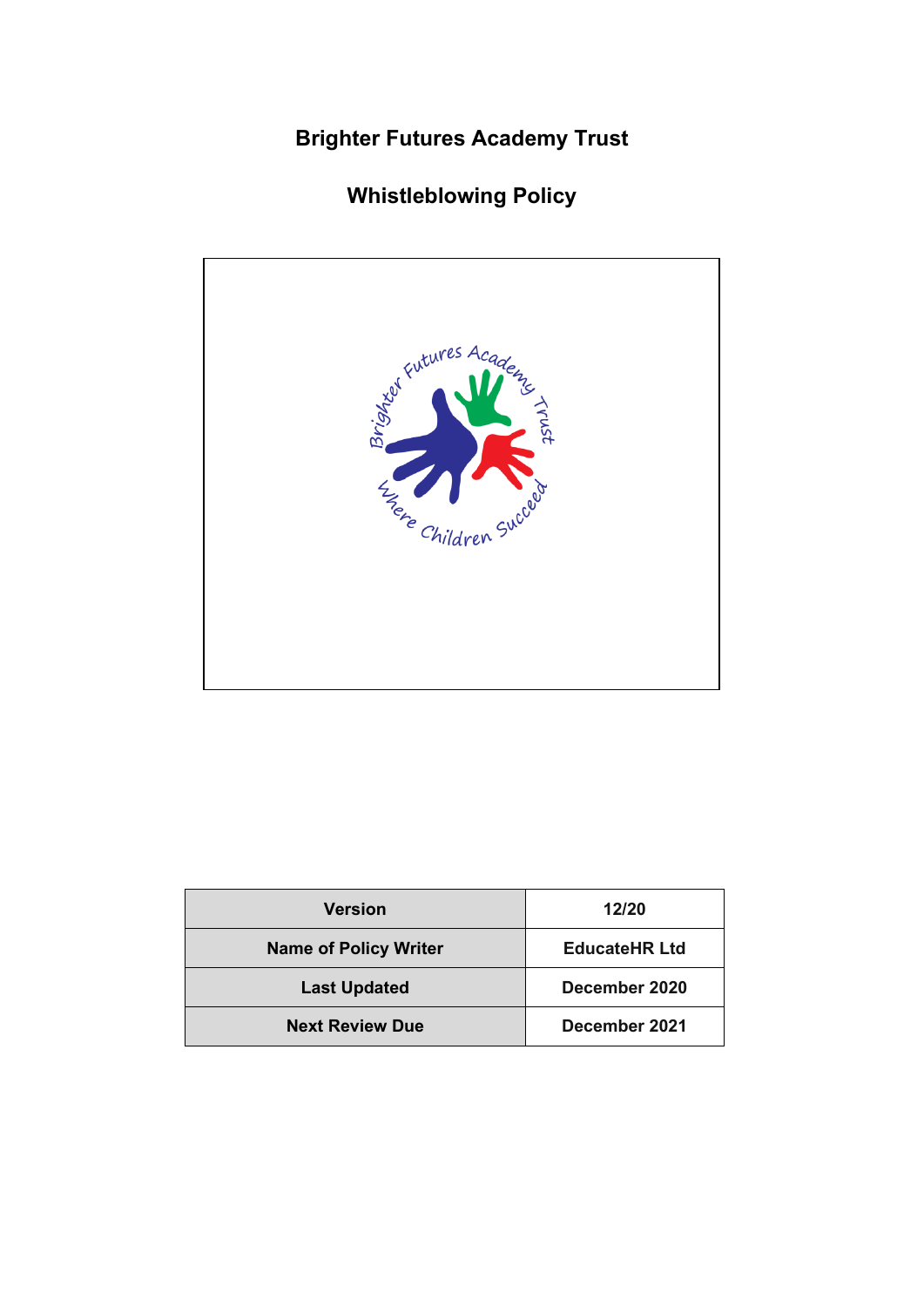# Brighter Futures Academy Trust

## Whistleblowing Policy

| | |
|---|---|
| **Version** | **12/20** |
| **Name of Policy Writer** | **EducateHR Ltd** |
| **Last Updated** | **December 2020** |
| **Next Review Due** | **December 2021** |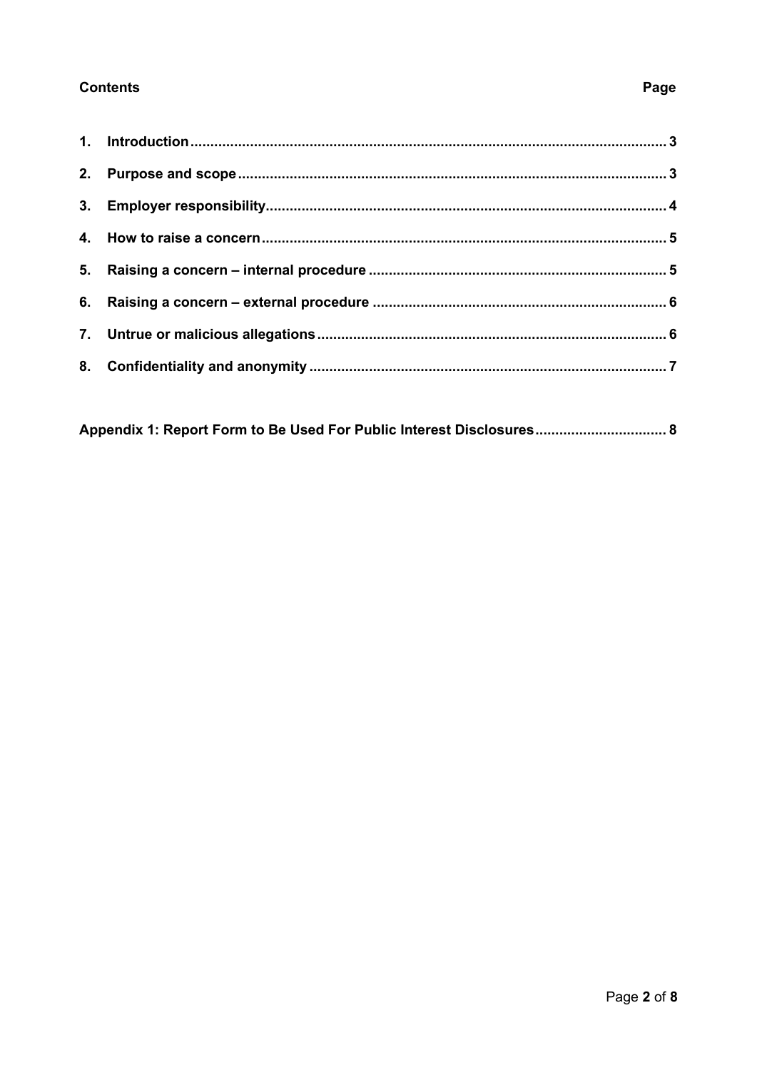**Contents** **Page**

| | | |
|---|---|---|
| **1.** | **Introduction** | **3** |
| **2.** | **Purpose and scope** | **3** |
| **3.** | **Employer responsibility** | **4** |
| **4.** | **How to raise a concern** | **5** |
| **5.** | **Raising a concern – internal procedure** | **5** |
| **6.** | **Raising a concern – external procedure** | **6** |
| **7.** | **Untrue or malicious allegations** | **6** |
| **8.** | **Confidentiality and anonymity** | **7** |

**Appendix 1: Report Form to Be Used For Public Interest Disclosures** **8**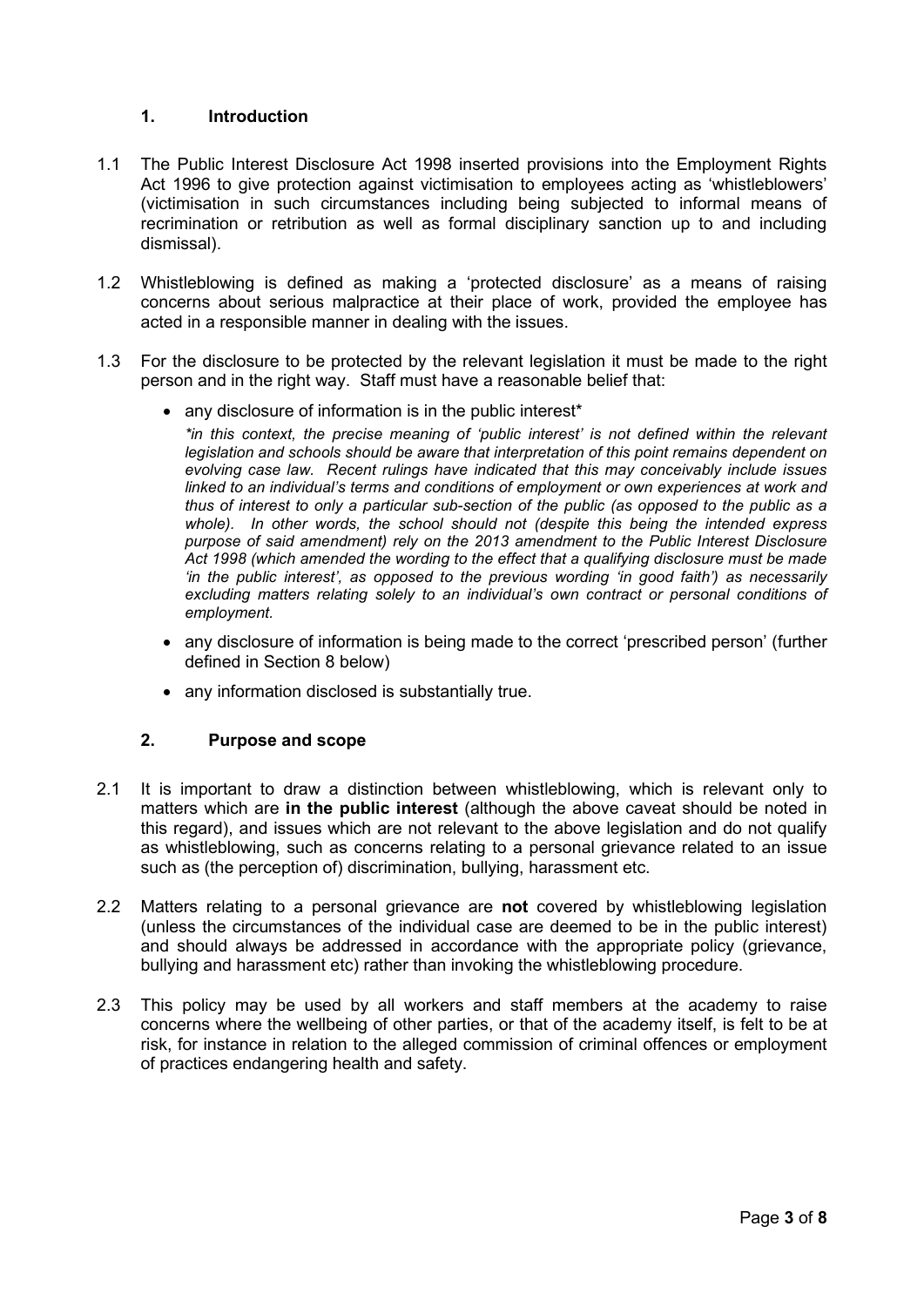## 1. Introduction

1.1 The Public Interest Disclosure Act 1998 inserted provisions into the Employment Rights Act 1996 to give protection against victimisation to employees acting as 'whistleblowers' (victimisation in such circumstances including being subjected to informal means of recrimination or retribution as well as formal disciplinary sanction up to and including dismissal).

1.2 Whistleblowing is defined as making a 'protected disclosure' as a means of raising concerns about serious malpractice at their place of work, provided the employee has acted in a responsible manner in dealing with the issues.

1.3 For the disclosure to be protected by the relevant legislation it must be made to the right person and in the right way. Staff must have a reasonable belief that:

- any disclosure of information is in the public interest*

  **in this context, the precise meaning of 'public interest' is not defined within the relevant legislation and schools should be aware that interpretation of this point remains dependent on evolving case law. Recent rulings have indicated that this may conceivably include issues linked to an individual's terms and conditions of employment or own experiences at work and thus of interest to only a particular sub-section of the public (as opposed to the public as a whole). In other words, the school should not (despite this being the intended express purpose of said amendment) rely on the 2013 amendment to the Public Interest Disclosure Act 1998 (which amended the wording to the effect that a qualifying disclosure must be made 'in the public interest', as opposed to the previous wording 'in good faith') as necessarily excluding matters relating solely to an individual's own contract or personal conditions of employment.*

- any disclosure of information is being made to the correct 'prescribed person' (further defined in Section 8 below)

- any information disclosed is substantially true.

## 2. Purpose and scope

2.1 It is important to draw a distinction between whistleblowing, which is relevant only to matters which are **in the public interest** (although the above caveat should be noted in this regard), and issues which are not relevant to the above legislation and do not qualify as whistleblowing, such as concerns relating to a personal grievance related to an issue such as (the perception of) discrimination, bullying, harassment etc.

2.2 Matters relating to a personal grievance are **not** covered by whistleblowing legislation (unless the circumstances of the individual case are deemed to be in the public interest) and should always be addressed in accordance with the appropriate policy (grievance, bullying and harassment etc) rather than invoking the whistleblowing procedure.

2.3 This policy may be used by all workers and staff members at the academy to raise concerns where the wellbeing of other parties, or that of the academy itself, is felt to be at risk, for instance in relation to the alleged commission of criminal offences or employment of practices endangering health and safety.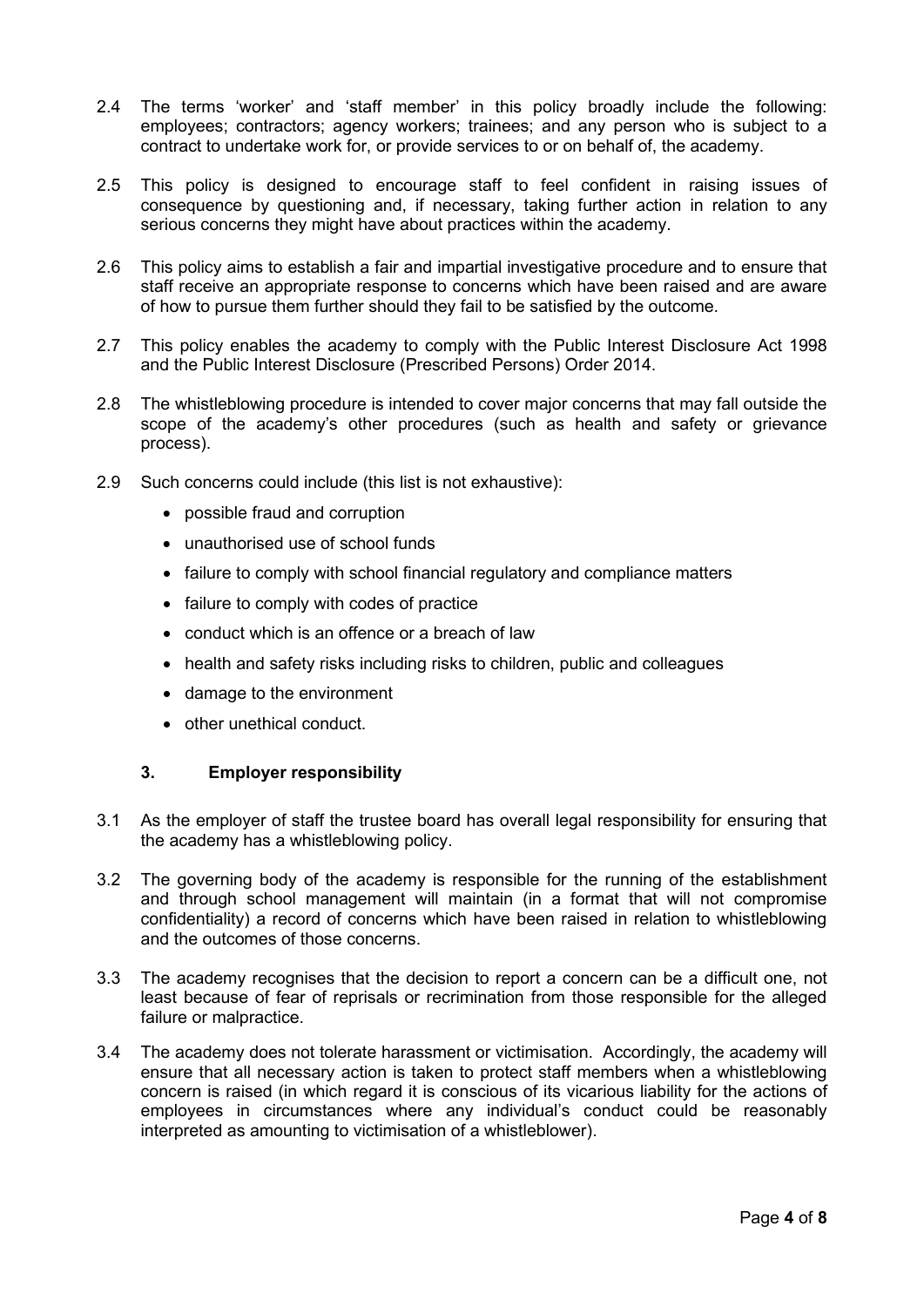2.4 The terms 'worker' and 'staff member' in this policy broadly include the following: employees; contractors; agency workers; trainees; and any person who is subject to a contract to undertake work for, or provide services to or on behalf of, the academy.

2.5 This policy is designed to encourage staff to feel confident in raising issues of consequence by questioning and, if necessary, taking further action in relation to any serious concerns they might have about practices within the academy.

2.6 This policy aims to establish a fair and impartial investigative procedure and to ensure that staff receive an appropriate response to concerns which have been raised and are aware of how to pursue them further should they fail to be satisfied by the outcome.

2.7 This policy enables the academy to comply with the Public Interest Disclosure Act 1998 and the Public Interest Disclosure (Prescribed Persons) Order 2014.

2.8 The whistleblowing procedure is intended to cover major concerns that may fall outside the scope of the academy's other procedures (such as health and safety or grievance process).

2.9 Such concerns could include (this list is not exhaustive):

- possible fraud and corruption
- unauthorised use of school funds
- failure to comply with school financial regulatory and compliance matters
- failure to comply with codes of practice
- conduct which is an offence or a breach of law
- health and safety risks including risks to children, public and colleagues
- damage to the environment
- other unethical conduct.

## 3. Employer responsibility

3.1 As the employer of staff the trustee board has overall legal responsibility for ensuring that the academy has a whistleblowing policy.

3.2 The governing body of the academy is responsible for the running of the establishment and through school management will maintain (in a format that will not compromise confidentiality) a record of concerns which have been raised in relation to whistleblowing and the outcomes of those concerns.

3.3 The academy recognises that the decision to report a concern can be a difficult one, not least because of fear of reprisals or recrimination from those responsible for the alleged failure or malpractice.

3.4 The academy does not tolerate harassment or victimisation. Accordingly, the academy will ensure that all necessary action is taken to protect staff members when a whistleblowing concern is raised (in which regard it is conscious of its vicarious liability for the actions of employees in circumstances where any individual's conduct could be reasonably interpreted as amounting to victimisation of a whistleblower).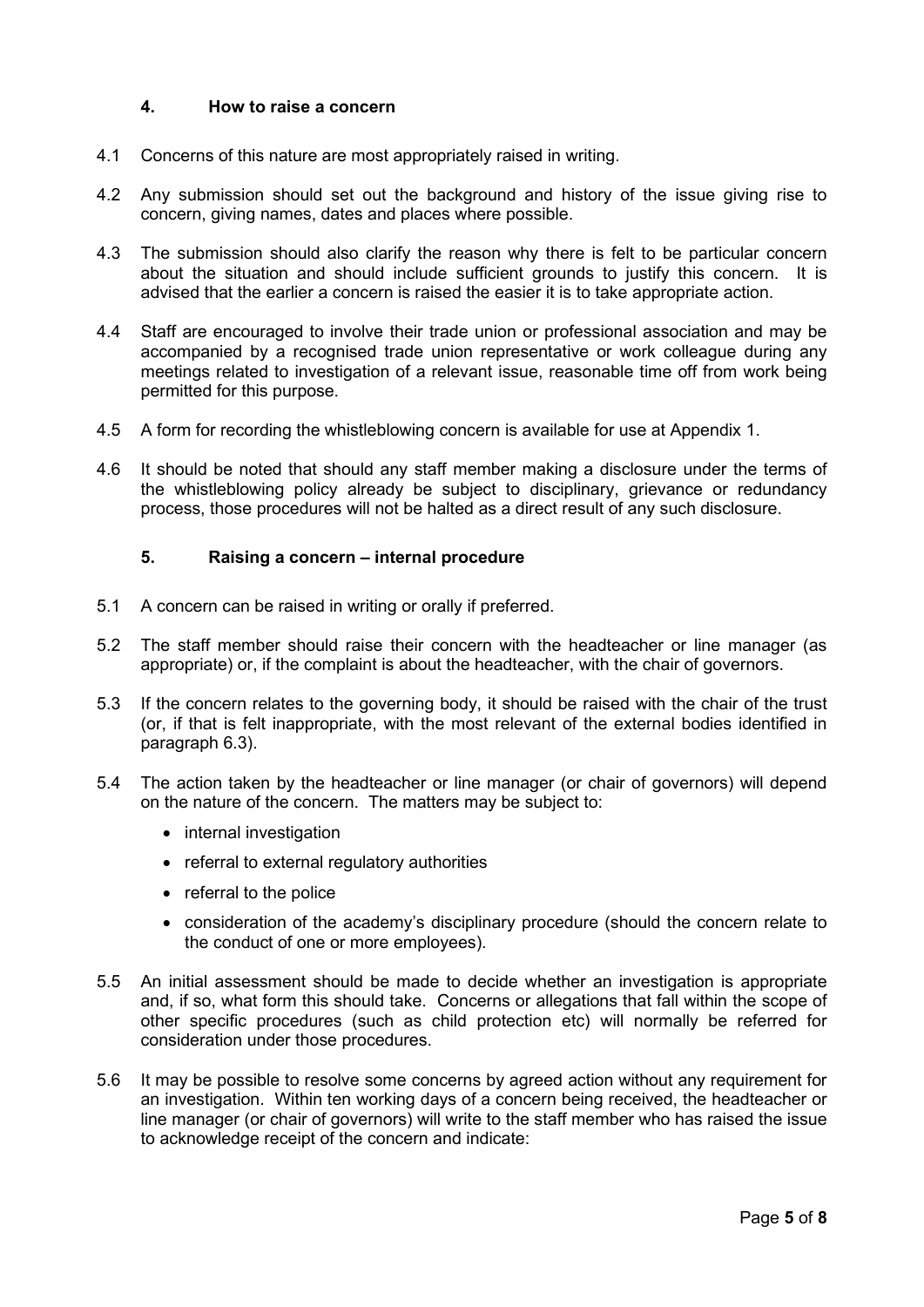## 4. How to raise a concern

4.1 Concerns of this nature are most appropriately raised in writing.

4.2 Any submission should set out the background and history of the issue giving rise to concern, giving names, dates and places where possible.

4.3 The submission should also clarify the reason why there is felt to be particular concern about the situation and should include sufficient grounds to justify this concern. It is advised that the earlier a concern is raised the easier it is to take appropriate action.

4.4 Staff are encouraged to involve their trade union or professional association and may be accompanied by a recognised trade union representative or work colleague during any meetings related to investigation of a relevant issue, reasonable time off from work being permitted for this purpose.

4.5 A form for recording the whistleblowing concern is available for use at Appendix 1.

4.6 It should be noted that should any staff member making a disclosure under the terms of the whistleblowing policy already be subject to disciplinary, grievance or redundancy process, those procedures will not be halted as a direct result of any such disclosure.

## 5. Raising a concern – internal procedure

5.1 A concern can be raised in writing or orally if preferred.

5.2 The staff member should raise their concern with the headteacher or line manager (as appropriate) or, if the complaint is about the headteacher, with the chair of governors.

5.3 If the concern relates to the governing body, it should be raised with the chair of the trust (or, if that is felt inappropriate, with the most relevant of the external bodies identified in paragraph 6.3).

5.4 The action taken by the headteacher or line manager (or chair of governors) will depend on the nature of the concern. The matters may be subject to:

- internal investigation
- referral to external regulatory authorities
- referral to the police
- consideration of the academy's disciplinary procedure (should the concern relate to the conduct of one or more employees).

5.5 An initial assessment should be made to decide whether an investigation is appropriate and, if so, what form this should take. Concerns or allegations that fall within the scope of other specific procedures (such as child protection etc) will normally be referred for consideration under those procedures.

5.6 It may be possible to resolve some concerns by agreed action without any requirement for an investigation. Within ten working days of a concern being received, the headteacher or line manager (or chair of governors) will write to the staff member who has raised the issue to acknowledge receipt of the concern and indicate: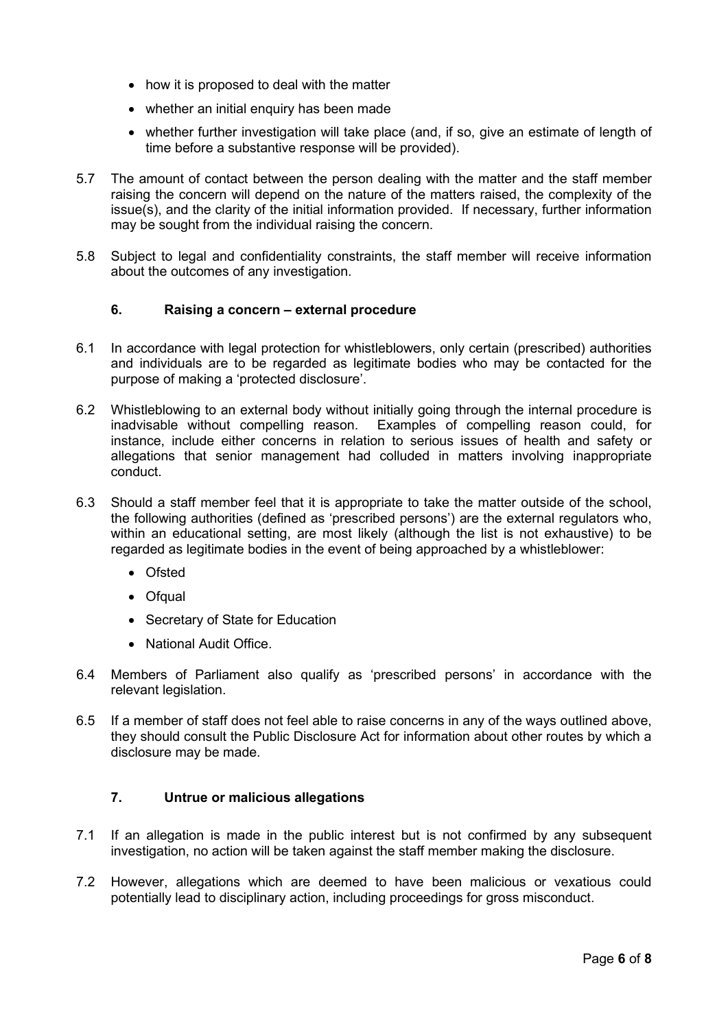- how it is proposed to deal with the matter
- whether an initial enquiry has been made
- whether further investigation will take place (and, if so, give an estimate of length of time before a substantive response will be provided).

5.7 The amount of contact between the person dealing with the matter and the staff member raising the concern will depend on the nature of the matters raised, the complexity of the issue(s), and the clarity of the initial information provided. If necessary, further information may be sought from the individual raising the concern.

5.8 Subject to legal and confidentiality constraints, the staff member will receive information about the outcomes of any investigation.

## 6. Raising a concern – external procedure

6.1 In accordance with legal protection for whistleblowers, only certain (prescribed) authorities and individuals are to be regarded as legitimate bodies who may be contacted for the purpose of making a 'protected disclosure'.

6.2 Whistleblowing to an external body without initially going through the internal procedure is inadvisable without compelling reason. Examples of compelling reason could, for instance, include either concerns in relation to serious issues of health and safety or allegations that senior management had colluded in matters involving inappropriate conduct.

6.3 Should a staff member feel that it is appropriate to take the matter outside of the school, the following authorities (defined as 'prescribed persons') are the external regulators who, within an educational setting, are most likely (although the list is not exhaustive) to be regarded as legitimate bodies in the event of being approached by a whistleblower:

- Ofsted
- Ofqual
- Secretary of State for Education
- National Audit Office.

6.4 Members of Parliament also qualify as 'prescribed persons' in accordance with the relevant legislation.

6.5 If a member of staff does not feel able to raise concerns in any of the ways outlined above, they should consult the Public Disclosure Act for information about other routes by which a disclosure may be made.

## 7. Untrue or malicious allegations

7.1 If an allegation is made in the public interest but is not confirmed by any subsequent investigation, no action will be taken against the staff member making the disclosure.

7.2 However, allegations which are deemed to have been malicious or vexatious could potentially lead to disciplinary action, including proceedings for gross misconduct.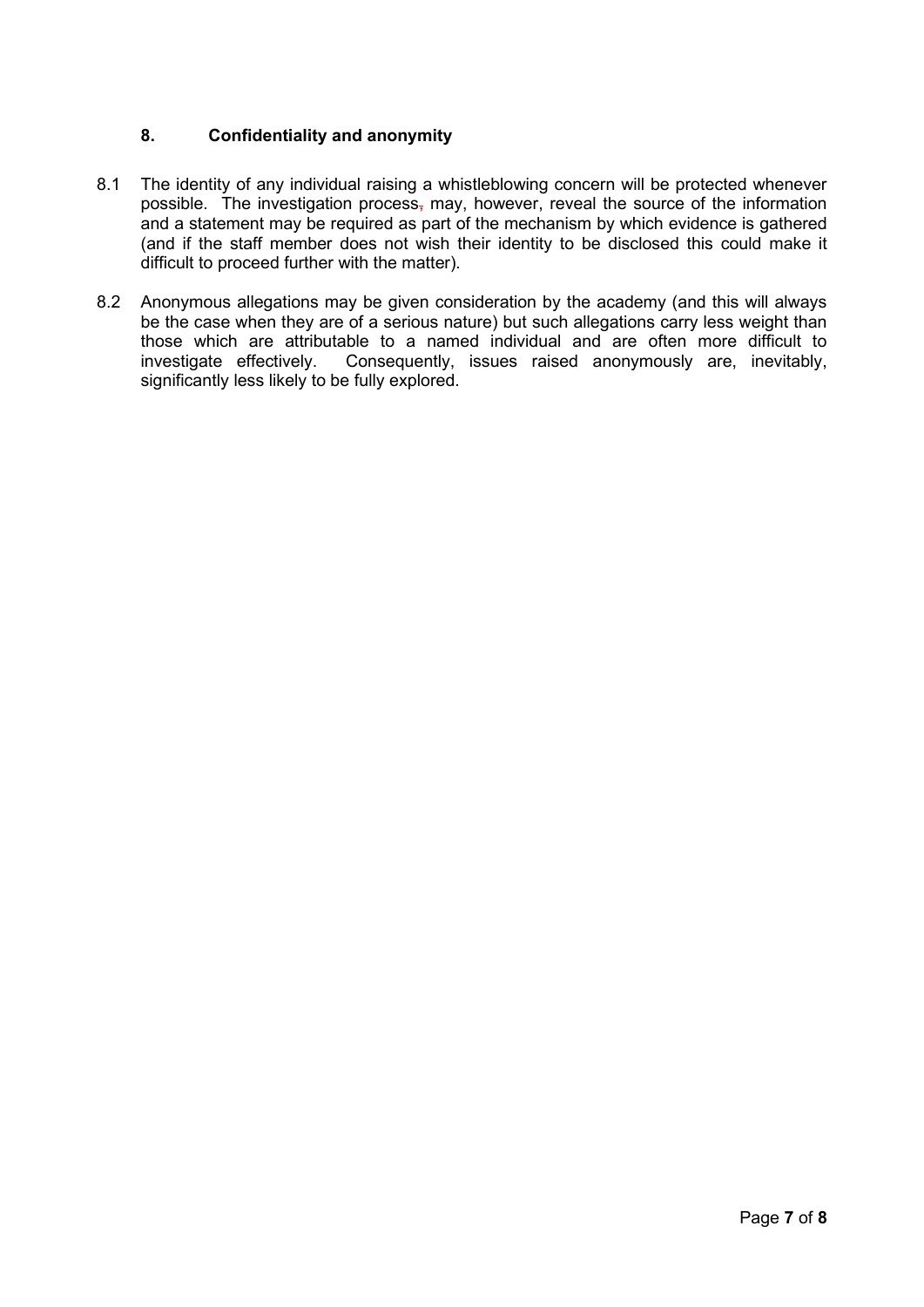## 8. Confidentiality and anonymity

8.1 The identity of any individual raising a whistleblowing concern will be protected whenever possible. The investigation process, may, however, reveal the source of the information and a statement may be required as part of the mechanism by which evidence is gathered (and if the staff member does not wish their identity to be disclosed this could make it difficult to proceed further with the matter).

8.2 Anonymous allegations may be given consideration by the academy (and this will always be the case when they are of a serious nature) but such allegations carry less weight than those which are attributable to a named individual and are often more difficult to investigate effectively. Consequently, issues raised anonymously are, inevitably, significantly less likely to be fully explored.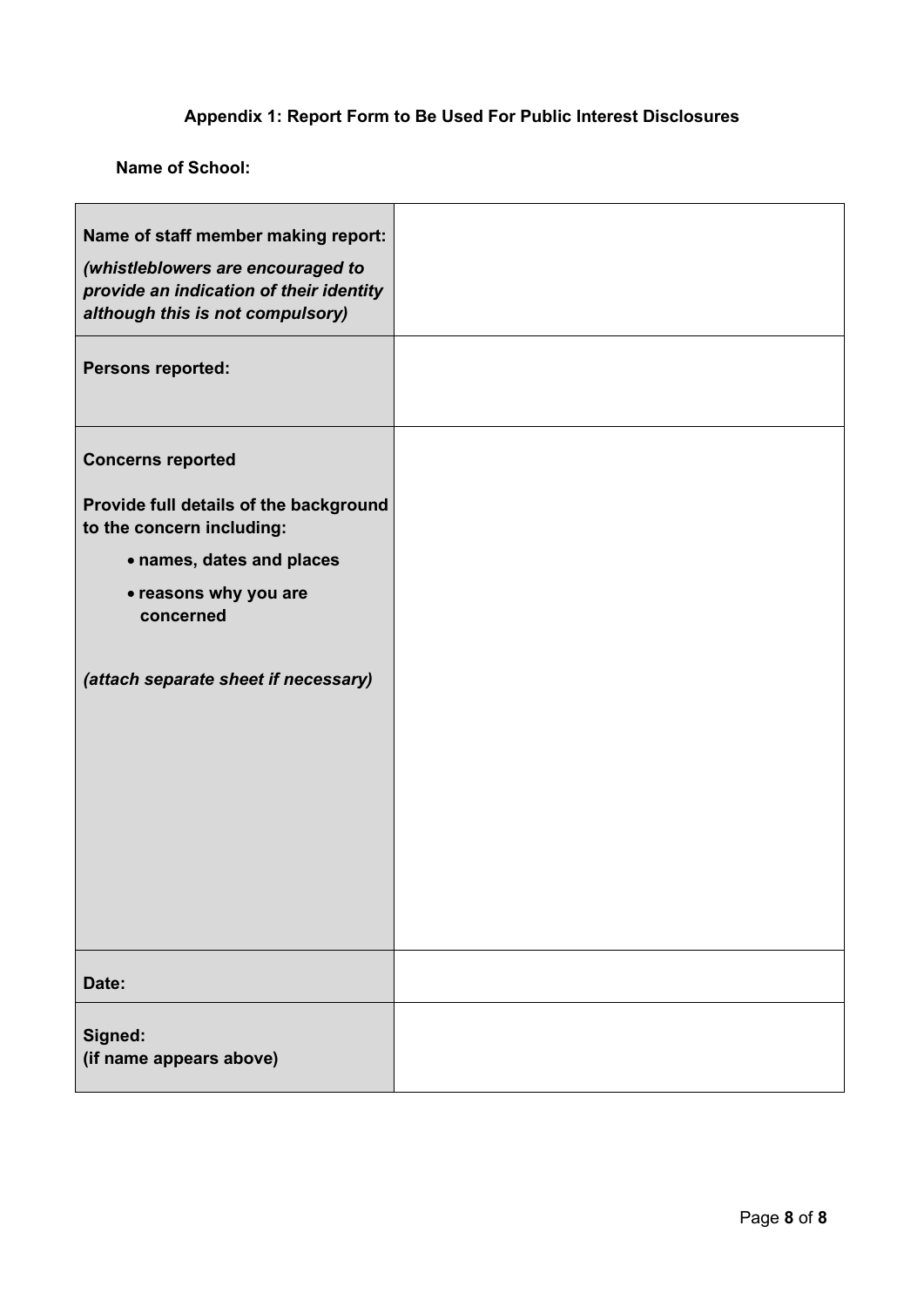### Appendix 1: Report Form to Be Used For Public Interest Disclosures

**Name of School:**

| | |
|---|---|
| **Name of staff member making report:** ***(whistleblowers are encouraged to provide an indication of their identity although this is not compulsory)*** | |
| **Persons reported:** | |
| **Concerns reported** **Provide full details of the background to the concern including:** <br>• **names, dates and places** <br>• **reasons why you are concerned** <br>***(attach separate sheet if necessary)*** | |
| **Date:** | |
| **Signed: (if name appears above)** | |